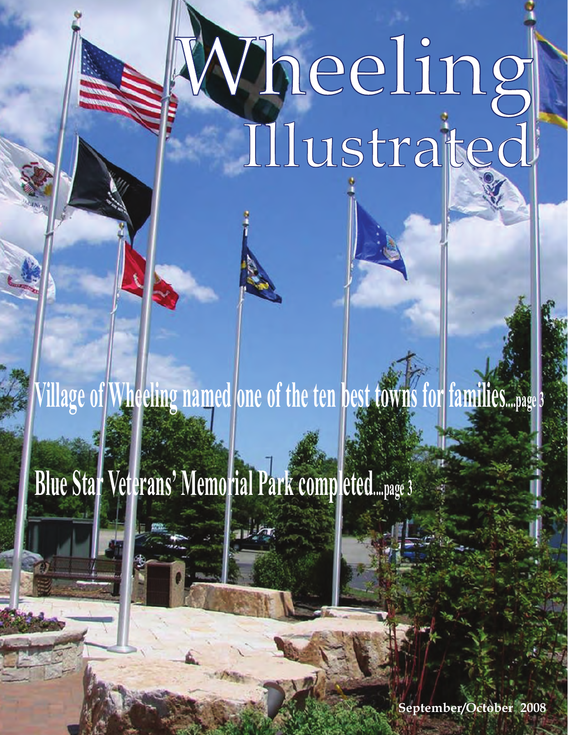# Wheeling Illustrated

**Village of Wheeling named one of the ten best towns for families....page 3**

**Blue Star Veterans' Memorial Park completed....page 3**

September/October 2008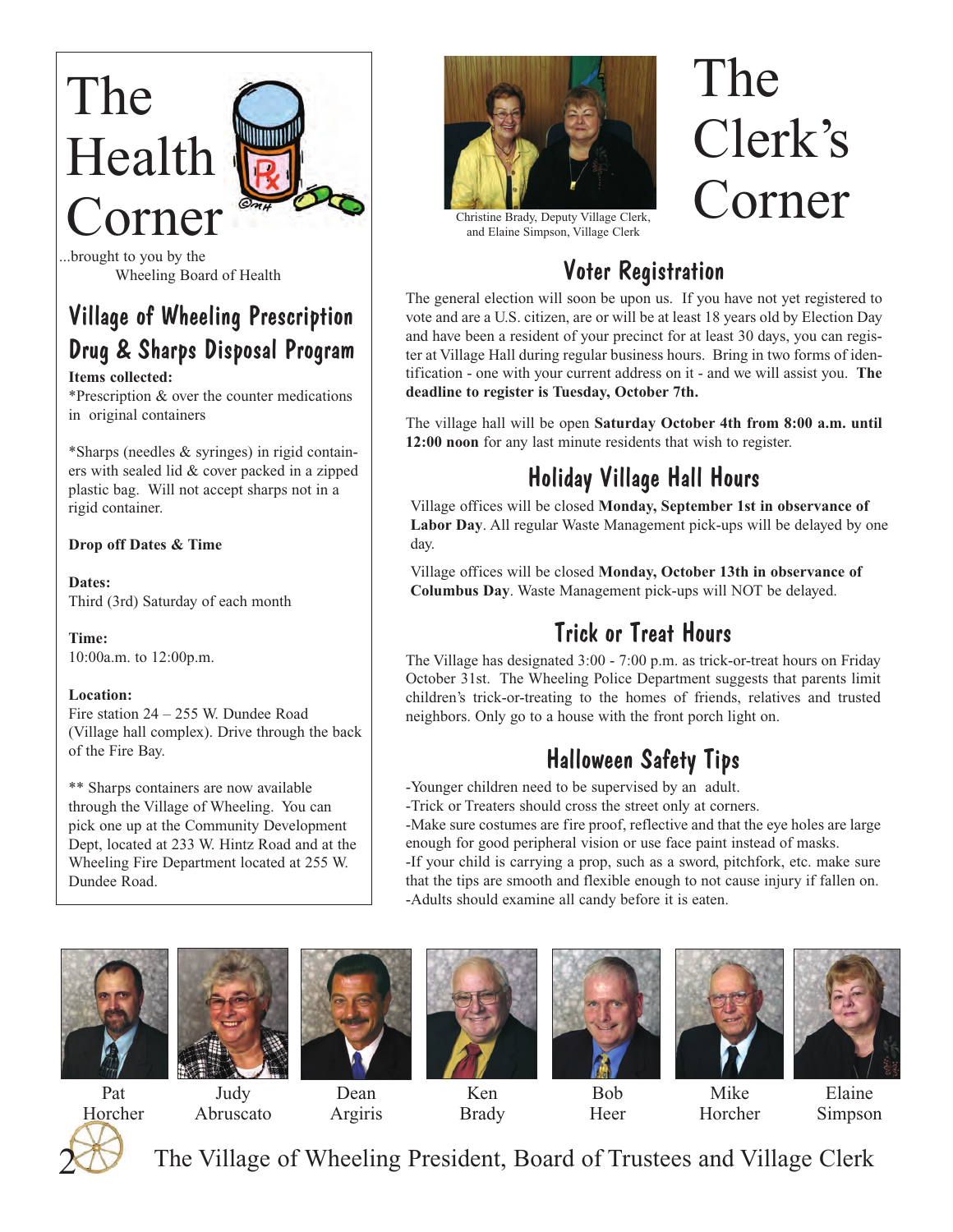# The Health Corner

...brought to you by the Wheeling Board of Health

## Village of Wheeling Prescription Drug & Sharps Disposal Program

**Items collected:**

*Prescription & over the counter medications in original containers

*Sharps (needles & syringes) in rigid containers with sealed lid & cover packed in a zipped plastic bag. Will not accept sharps not in a rigid container.

**Drop off Dates & Time**

**Dates:**
Third (3rd) Saturday of each month

**Time:**
10:00a.m. to 12:00p.m.

**Location:**
Fire station 24 – 255 W. Dundee Road (Village hall complex). Drive through the back of the Fire Bay.

** Sharps containers are now available through the Village of Wheeling. You can pick one up at the Community Development Dept, located at 233 W. Hintz Road and at the Wheeling Fire Department located at 255 W. Dundee Road.

# The Clerk's Corner

Christine Brady, Deputy Village Clerk, and Elaine Simpson, Village Clerk

## Voter Registration

The general election will soon be upon us. If you have not yet registered to vote and are a U.S. citizen, are or will be at least 18 years old by Election Day and have been a resident of your precinct for at least 30 days, you can register at Village Hall during regular business hours. Bring in two forms of identification - one with your current address on it - and we will assist you. **The deadline to register is Tuesday, October 7th.**

The village hall will be open **Saturday October 4th from 8:00 a.m. until 12:00 noon** for any last minute residents that wish to register.

## Holiday Village Hall Hours

Village offices will be closed **Monday, September 1st in observance of Labor Day**. All regular Waste Management pick-ups will be delayed by one day.

Village offices will be closed **Monday, October 13th in observance of Columbus Day**. Waste Management pick-ups will NOT be delayed.

## Trick or Treat Hours

The Village has designated 3:00 - 7:00 p.m. as trick-or-treat hours on Friday October 31st. The Wheeling Police Department suggests that parents limit children's trick-or-treating to the homes of friends, relatives and trusted neighbors. Only go to a house with the front porch light on.

## Halloween Safety Tips

-Younger children need to be supervised by an adult.
-Trick or Treaters should cross the street only at corners.
-Make sure costumes are fire proof, reflective and that the eye holes are large enough for good peripheral vision or use face paint instead of masks.
-If your child is carrying a prop, such as a sword, pitchfork, etc. make sure that the tips are smooth and flexible enough to not cause injury if fallen on.
-Adults should examine all candy before it is eaten.

Pat Horcher | Judy Abruscato | Dean Argiris | Ken Brady | Bob Heer | Mike Horcher | Elaine Simpson

The Village of Wheeling President, Board of Trustees and Village Clerk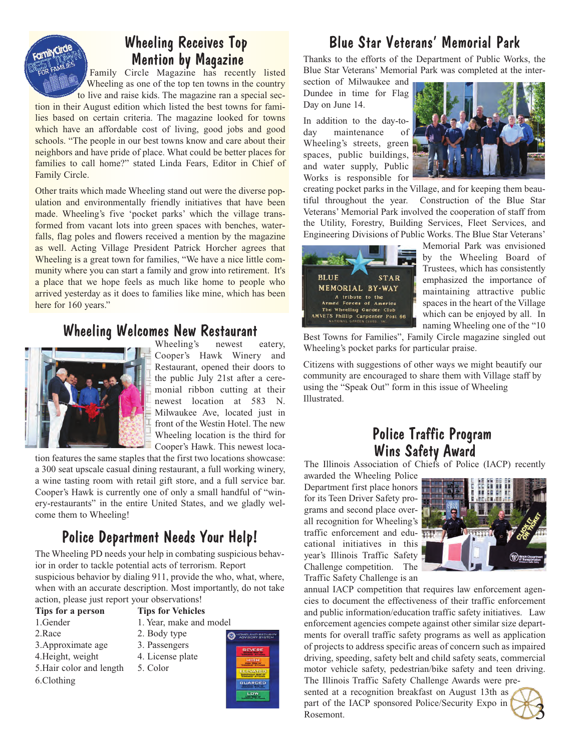## Wheeling Receives Top Mention by Magazine

Family Circle Magazine has recently listed Wheeling as one of the top ten towns in the country to live and raise kids. The magazine ran a special section in their August edition which listed the best towns for families based on certain criteria. The magazine looked for towns which have an affordable cost of living, good jobs and good schools. "The people in our best towns know and care about their neighbors and have pride of place. What could be better places for families to call home?" stated Linda Fears, Editor in Chief of Family Circle.

Other traits which made Wheeling stand out were the diverse population and environmentally friendly initiatives that have been made. Wheeling's five 'pocket parks' which the village transformed from vacant lots into green spaces with benches, waterfalls, flag poles and flowers received a mention by the magazine as well. Acting Village President Patrick Horcher agrees that Wheeling is a great town for families, "We have a nice little community where you can start a family and grow into retirement. It's a place that we hope feels as much like home to people who arrived yesterday as it does to families like mine, which has been here for 160 years."

## Wheeling Welcomes New Restaurant

Wheeling's newest eatery, Cooper's Hawk Winery and Restaurant, opened their doors to the public July 21st after a ceremonial ribbon cutting at their newest location at 583 N. Milwaukee Ave, located just in front of the Westin Hotel. The new Wheeling location is the third for Cooper's Hawk. This newest location features the same staples that the first two locations showcase: a 300 seat upscale casual dining restaurant, a full working winery, a wine tasting room with retail gift store, and a full service bar. Cooper's Hawk is currently one of only a small handful of "winery-restaurants" in the entire United States, and we gladly welcome them to Wheeling!

## Police Department Needs Your Help!

The Wheeling PD needs your help in combating suspicious behavior in order to tackle potential acts of terrorism. Report suspicious behavior by dialing 911, provide the who, what, where, when with an accurate description. Most importantly, do not take action, please just report your observations!

**Tips for a person**
1. Gender
2. Race
3. Approximate age
4. Height, weight
5. Hair color and length
6. Clothing

**Tips for Vehicles**
1. Year, make and model
2. Body type
3. Passengers
4. License plate
5. Color

## Blue Star Veterans' Memorial Park

Thanks to the efforts of the Department of Public Works, the Blue Star Veterans' Memorial Park was completed at the intersection of Milwaukee and Dundee in time for Flag Day on June 14.

In addition to the day-to-day maintenance of Wheeling's streets, green spaces, public buildings, and water supply, Public Works is responsible for creating pocket parks in the Village, and for keeping them beautiful throughout the year. Construction of the Blue Star Veterans' Memorial Park involved the cooperation of staff from the Utility, Forestry, Building Services, Fleet Services, and Engineering Divisions of Public Works. The Blue Star Veterans' Memorial Park was envisioned by the Wheeling Board of Trustees, which has consistently emphasized the importance of maintaining attractive public spaces in the heart of the Village which can be enjoyed by all. In naming Wheeling one of the "10 Best Towns for Families", Family Circle magazine singled out Wheeling's pocket parks for particular praise.

Citizens with suggestions of other ways we might beautify our community are encouraged to share them with Village staff by using the "Speak Out" form in this issue of Wheeling Illustrated.

## Police Traffic Program Wins Safety Award

The Illinois Association of Chiefs of Police (IACP) recently awarded the Wheeling Police Department first place honors for its Teen Driver Safety programs and second place overall recognition for Wheeling's traffic enforcement and educational initiatives in this year's Illinois Traffic Safety Challenge competition. The Traffic Safety Challenge is an annual IACP competition that requires law enforcement agencies to document the effectiveness of their traffic enforcement and public information/education traffic safety initiatives. Law enforcement agencies compete against other similar size departments for overall traffic safety programs as well as application of projects to address specific areas of concern such as impaired driving, speeding, safety belt and child safety seats, commercial motor vehicle safety, pedestrian/bike safety and teen driving. The Illinois Traffic Safety Challenge Awards were presented at a recognition breakfast on August 13th as part of the IACP sponsored Police/Security Expo in Rosemont.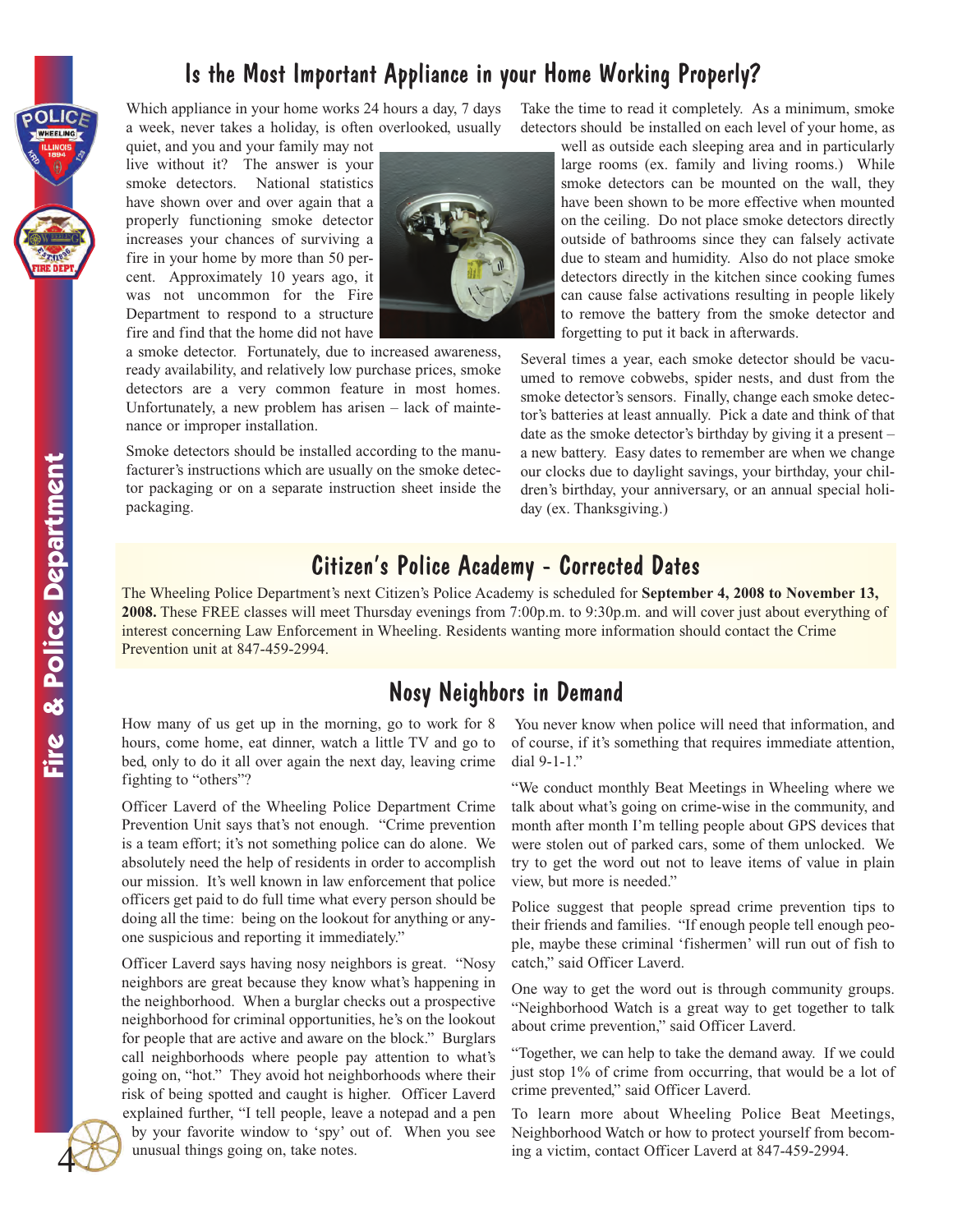# Is the Most Important Appliance in your Home Working Properly?

Which appliance in your home works 24 hours a day, 7 days a week, never takes a holiday, is often overlooked, usually quiet, and you and your family may not live without it? The answer is your smoke detectors. National statistics have shown over and over again that a properly functioning smoke detector increases your chances of surviving a fire in your home by more than 50 percent. Approximately 10 years ago, it was not uncommon for the Fire Department to respond to a structure fire and find that the home did not have a smoke detector. Fortunately, due to increased awareness, ready availability, and relatively low purchase prices, smoke detectors are a very common feature in most homes. Unfortunately, a new problem has arisen – lack of maintenance or improper installation.

Smoke detectors should be installed according to the manufacturer's instructions which are usually on the smoke detector packaging or on a separate instruction sheet inside the packaging. Take the time to read it completely. As a minimum, smoke detectors should be installed on each level of your home, as well as outside each sleeping area and in particularly large rooms (ex. family and living rooms.) While smoke detectors can be mounted on the wall, they have been shown to be more effective when mounted on the ceiling. Do not place smoke detectors directly outside of bathrooms since they can falsely activate due to steam and humidity. Also do not place smoke detectors directly in the kitchen since cooking fumes can cause false activations resulting in people likely to remove the battery from the smoke detector and forgetting to put it back in afterwards.

Several times a year, each smoke detector should be vacuumed to remove cobwebs, spider nests, and dust from the smoke detector's sensors. Finally, change each smoke detector's batteries at least annually. Pick a date and think of that date as the smoke detector's birthday by giving it a present – a new battery. Easy dates to remember are when we change our clocks due to daylight savings, your birthday, your children's birthday, your anniversary, or an annual special holiday (ex. Thanksgiving.)

# Citizen's Police Academy - Corrected Dates

The Wheeling Police Department's next Citizen's Police Academy is scheduled for **September 4, 2008 to November 13, 2008.** These FREE classes will meet Thursday evenings from 7:00p.m. to 9:30p.m. and will cover just about everything of interest concerning Law Enforcement in Wheeling. Residents wanting more information should contact the Crime Prevention unit at 847-459-2994.

# Nosy Neighbors in Demand

How many of us get up in the morning, go to work for 8 hours, come home, eat dinner, watch a little TV and go to bed, only to do it all over again the next day, leaving crime fighting to "others"?

Officer Laverd of the Wheeling Police Department Crime Prevention Unit says that's not enough. "Crime prevention is a team effort; it's not something police can do alone. We absolutely need the help of residents in order to accomplish our mission. It's well known in law enforcement that police officers get paid to do full time what every person should be doing all the time: being on the lookout for anything or anyone suspicious and reporting it immediately."

Officer Laverd says having nosy neighbors is great. "Nosy neighbors are great because they know what's happening in the neighborhood. When a burglar checks out a prospective neighborhood for criminal opportunities, he's on the lookout for people that are active and aware on the block." Burglars call neighborhoods where people pay attention to what's going on, "hot." They avoid hot neighborhoods where their risk of being spotted and caught is higher. Officer Laverd explained further, "I tell people, leave a notepad and a pen by your favorite window to 'spy' out of. When you see unusual things going on, take notes. You never know when police will need that information, and of course, if it's something that requires immediate attention, dial 9-1-1."

"We conduct monthly Beat Meetings in Wheeling where we talk about what's going on crime-wise in the community, and month after month I'm telling people about GPS devices that were stolen out of parked cars, some of them unlocked. We try to get the word out not to leave items of value in plain view, but more is needed."

Police suggest that people spread crime prevention tips to their friends and families. "If enough people tell enough people, maybe these criminal 'fishermen' will run out of fish to catch," said Officer Laverd.

One way to get the word out is through community groups. "Neighborhood Watch is a great way to get together to talk about crime prevention," said Officer Laverd.

"Together, we can help to take the demand away. If we could just stop 1% of crime from occurring, that would be a lot of crime prevented," said Officer Laverd.

To learn more about Wheeling Police Beat Meetings, Neighborhood Watch or how to protect yourself from becoming a victim, contact Officer Laverd at 847-459-2994.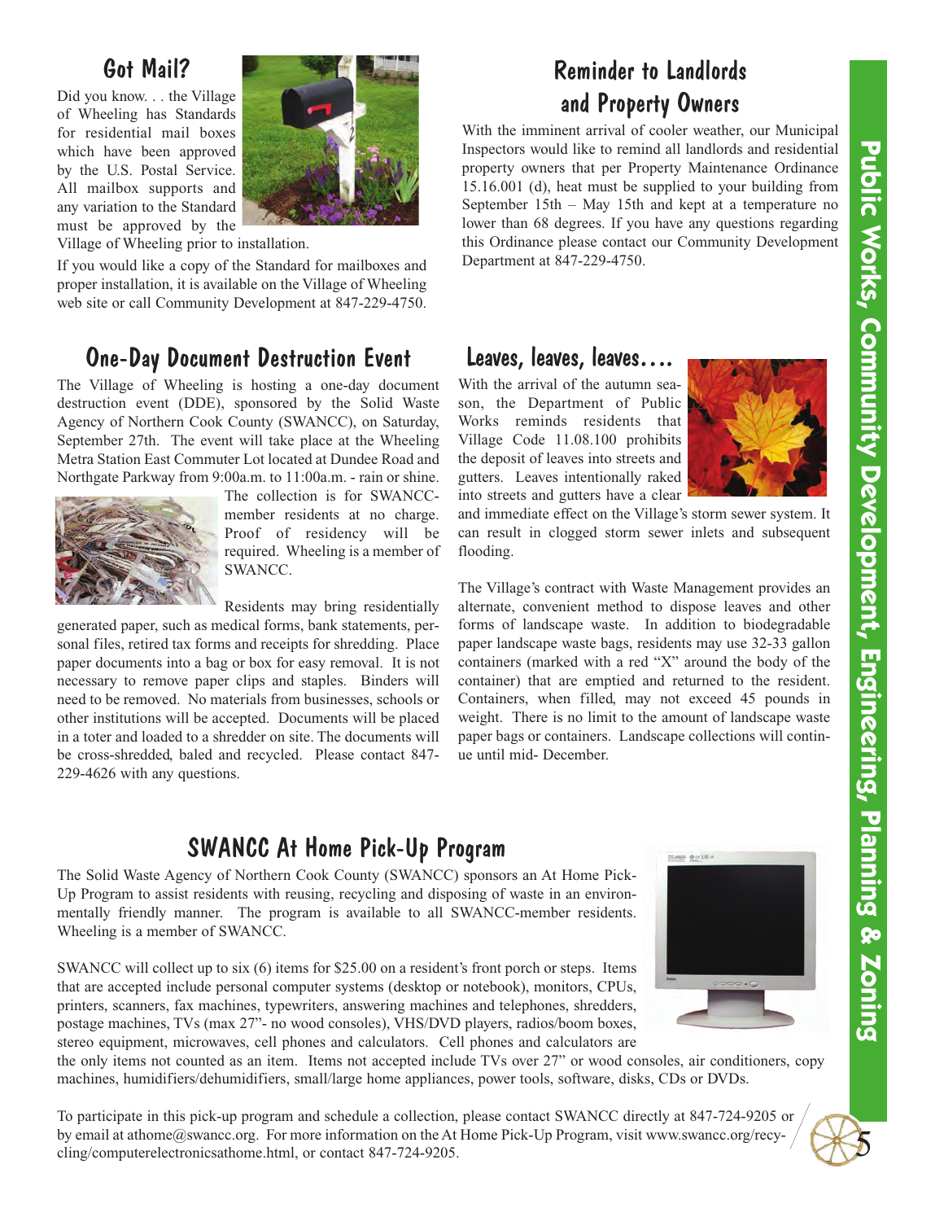## Got Mail?

Did you know. . . the Village of Wheeling has Standards for residential mail boxes which have been approved by the U.S. Postal Service. All mailbox supports and any variation to the Standard must be approved by the Village of Wheeling prior to installation.

If you would like a copy of the Standard for mailboxes and proper installation, it is available on the Village of Wheeling web site or call Community Development at 847-229-4750.

## Reminder to Landlords and Property Owners

With the imminent arrival of cooler weather, our Municipal Inspectors would like to remind all landlords and residential property owners that per Property Maintenance Ordinance 15.16.001 (d), heat must be supplied to your building from September 15th – May 15th and kept at a temperature no lower than 68 degrees. If you have any questions regarding this Ordinance please contact our Community Development Department at 847-229-4750.

## One-Day Document Destruction Event

The Village of Wheeling is hosting a one-day document destruction event (DDE), sponsored by the Solid Waste Agency of Northern Cook County (SWANCC), on Saturday, September 27th. The event will take place at the Wheeling Metra Station East Commuter Lot located at Dundee Road and Northgate Parkway from 9:00a.m. to 11:00a.m. - rain or shine. The collection is for SWANCC-member residents at no charge. Proof of residency will be required. Wheeling is a member of SWANCC.

Residents may bring residentially generated paper, such as medical forms, bank statements, personal files, retired tax forms and receipts for shredding. Place paper documents into a bag or box for easy removal. It is not necessary to remove paper clips and staples. Binders will need to be removed. No materials from businesses, schools or other institutions will be accepted. Documents will be placed in a toter and loaded to a shredder on site. The documents will be cross-shredded, baled and recycled. Please contact 847-229-4626 with any questions.

## Leaves, leaves, leaves….

With the arrival of the autumn season, the Department of Public Works reminds residents that Village Code 11.08.100 prohibits the deposit of leaves into streets and gutters. Leaves intentionally raked into streets and gutters have a clear and immediate effect on the Village's storm sewer system. It can result in clogged storm sewer inlets and subsequent flooding.

The Village's contract with Waste Management provides an alternate, convenient method to dispose leaves and other forms of landscape waste. In addition to biodegradable paper landscape waste bags, residents may use 32-33 gallon containers (marked with a red "X" around the body of the container) that are emptied and returned to the resident. Containers, when filled, may not exceed 45 pounds in weight. There is no limit to the amount of landscape waste paper bags or containers. Landscape collections will continue until mid- December.

## SWANCC At Home Pick-Up Program

The Solid Waste Agency of Northern Cook County (SWANCC) sponsors an At Home Pick-Up Program to assist residents with reusing, recycling and disposing of waste in an environmentally friendly manner. The program is available to all SWANCC-member residents. Wheeling is a member of SWANCC.

SWANCC will collect up to six (6) items for $25.00 on a resident's front porch or steps. Items that are accepted include personal computer systems (desktop or notebook), monitors, CPUs, printers, scanners, fax machines, typewriters, answering machines and telephones, shredders, postage machines, TVs (max 27"- no wood consoles), VHS/DVD players, radios/boom boxes, stereo equipment, microwaves, cell phones and calculators. Cell phones and calculators are the only items not counted as an item. Items not accepted include TVs over 27" or wood consoles, air conditioners, copy machines, humidifiers/dehumidifiers, small/large home appliances, power tools, software, disks, CDs or DVDs.

To participate in this pick-up program and schedule a collection, please contact SWANCC directly at 847-724-9205 or by email at athome@swancc.org. For more information on the At Home Pick-Up Program, visit www.swancc.org/recycling/computerelectronicsathome.html, or contact 847-724-9205.

Public Works, Community Development, Engineering, Planning & Zoning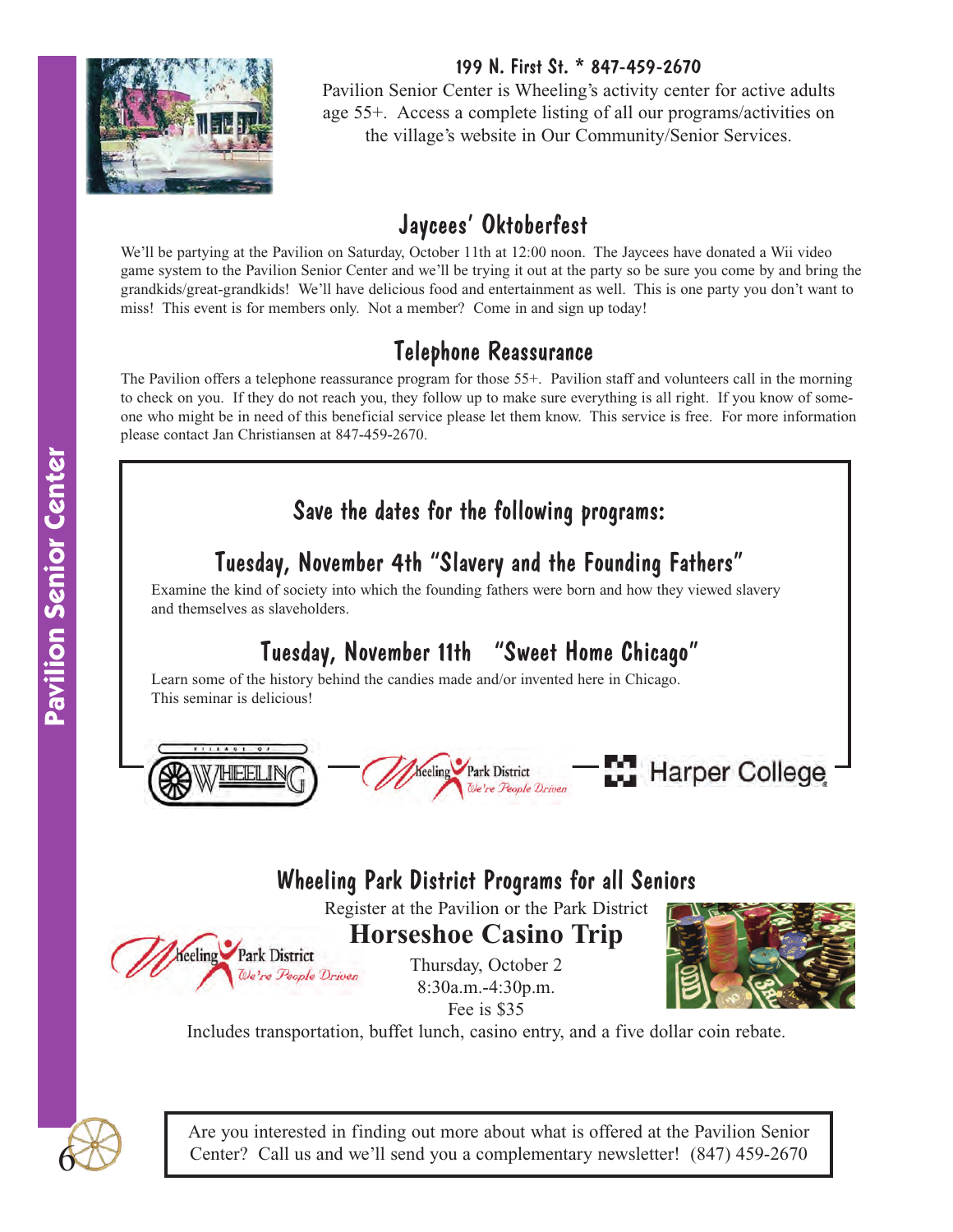199 N. First St. * 847-459-2670

Pavilion Senior Center is Wheeling's activity center for active adults age 55+. Access a complete listing of all our programs/activities on the village's website in Our Community/Senior Services.

## Jaycees' Oktoberfest

We'll be partying at the Pavilion on Saturday, October 11th at 12:00 noon. The Jaycees have donated a Wii video game system to the Pavilion Senior Center and we'll be trying it out at the party so be sure you come by and bring the grandkids/great-grandkids! We'll have delicious food and entertainment as well. This is one party you don't want to miss! This event is for members only. Not a member? Come in and sign up today!

## Telephone Reassurance

The Pavilion offers a telephone reassurance program for those 55+. Pavilion staff and volunteers call in the morning to check on you. If they do not reach you, they follow up to make sure everything is all right. If you know of someone who might be in need of this beneficial service please let them know. This service is free. For more information please contact Jan Christiansen at 847-459-2670.

## Save the dates for the following programs:

### Tuesday, November 4th "Slavery and the Founding Fathers"

Examine the kind of society into which the founding fathers were born and how they viewed slavery and themselves as slaveholders.

### Tuesday, November 11th "Sweet Home Chicago"

Learn some of the history behind the candies made and/or invented here in Chicago. This seminar is delicious!

Village of Wheeling — Wheeling Park District *We're People Driven* — Harper College

## Wheeling Park District Programs for all Seniors

Register at the Pavilion or the Park District

Wheeling Park District *We're People Driven*

### Horseshoe Casino Trip

Thursday, October 2
8:30a.m.-4:30p.m.
Fee is $35

Includes transportation, buffet lunch, casino entry, and a five dollar coin rebate.

Are you interested in finding out more about what is offered at the Pavilion Senior Center? Call us and we'll send you a complementary newsletter! (847) 459-2670

Pavilion Senior Center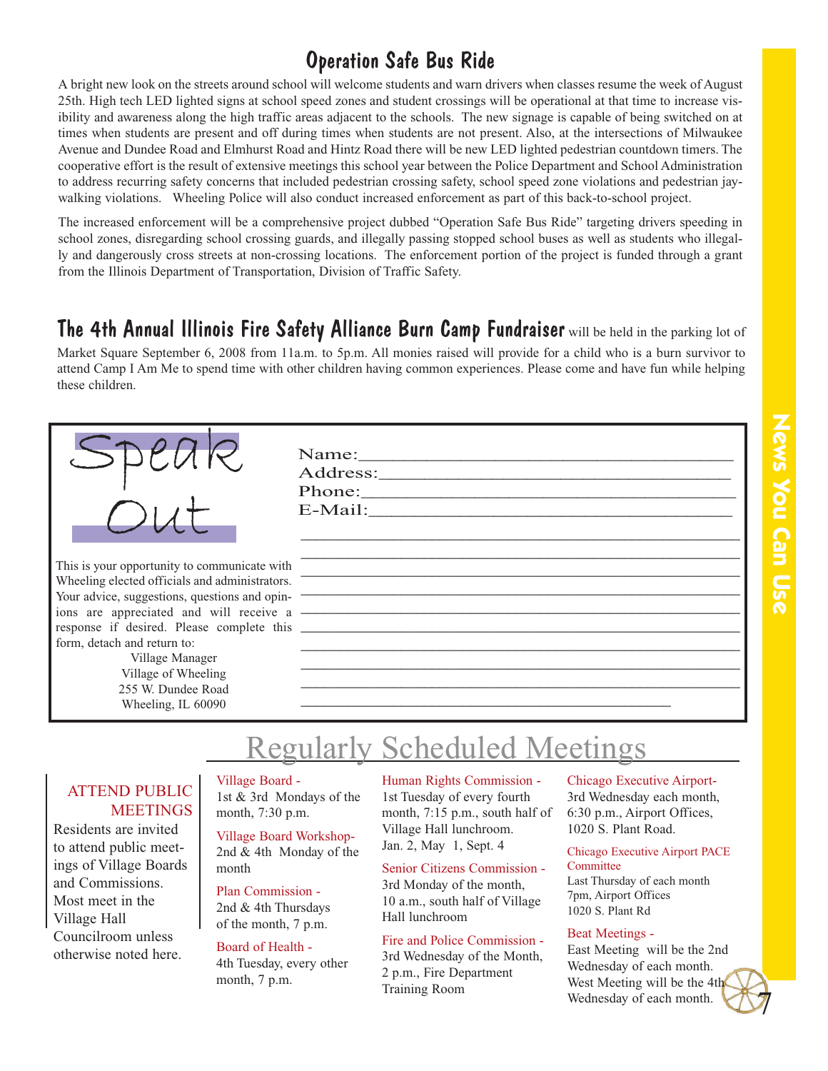## Operation Safe Bus Ride

A bright new look on the streets around school will welcome students and warn drivers when classes resume the week of August 25th. High tech LED lighted signs at school speed zones and student crossings will be operational at that time to increase visibility and awareness along the high traffic areas adjacent to the schools. The new signage is capable of being switched on at times when students are present and off during times when students are not present. Also, at the intersections of Milwaukee Avenue and Dundee Road and Elmhurst Road and Hintz Road there will be new LED lighted pedestrian countdown timers. The cooperative effort is the result of extensive meetings this school year between the Police Department and School Administration to address recurring safety concerns that included pedestrian crossing safety, school speed zone violations and pedestrian jaywalking violations. Wheeling Police will also conduct increased enforcement as part of this back-to-school project.

The increased enforcement will be a comprehensive project dubbed "Operation Safe Bus Ride" targeting drivers speeding in school zones, disregarding school crossing guards, and illegally passing stopped school buses as well as students who illegally and dangerously cross streets at non-crossing locations. The enforcement portion of the project is funded through a grant from the Illinois Department of Transportation, Division of Traffic Safety.

**The 4th Annual Illinois Fire Safety Alliance Burn Camp Fundraiser** will be held in the parking lot of Market Square September 6, 2008 from 11a.m. to 5p.m. All monies raised will provide for a child who is a burn survivor to attend Camp I Am Me to spend time with other children having common experiences. Please come and have fun while helping these children.

## Speak Out

This is your opportunity to communicate with Wheeling elected officials and administrators. Your advice, suggestions, questions and opinions are appreciated and will receive a response if desired. Please complete this form, detach and return to:

Village Manager
Village of Wheeling
255 W. Dundee Road
Wheeling, IL 60090

Name:\_\_\_\_\_\_\_\_\_\_\_\_\_\_\_\_\_\_\_\_\_\_\_\_\_\_\_\_\_\_\_\_\_\_\_\_

Address:\_\_\_\_\_\_\_\_\_\_\_\_\_\_\_\_\_\_\_\_\_\_\_\_\_\_\_\_\_\_\_\_\_\_

Phone:\_\_\_\_\_\_\_\_\_\_\_\_\_\_\_\_\_\_\_\_\_\_\_\_\_\_\_\_\_\_\_\_\_\_\_\_

E-Mail:\_\_\_\_\_\_\_\_\_\_\_\_\_\_\_\_\_\_\_\_\_\_\_\_\_\_\_\_\_\_\_\_\_\_\_

## Regularly Scheduled Meetings

**ATTEND PUBLIC MEETINGS**

Residents are invited to attend public meetings of Village Boards and Commissions. Most meet in the Village Hall Councilroom unless otherwise noted here.

**Village Board -**
1st & 3rd Mondays of the month, 7:30 p.m.

**Village Board Workshop-**
2nd & 4th Monday of the month

**Plan Commission -**
2nd & 4th Thursdays of the month, 7 p.m.

**Board of Health -**
4th Tuesday, every other month, 7 p.m.

**Human Rights Commission -**
1st Tuesday of every fourth month, 7:15 p.m., south half of Village Hall lunchroom. Jan. 2, May 1, Sept. 4

**Senior Citizens Commission -**
3rd Monday of the month, 10 a.m., south half of Village Hall lunchroom

**Fire and Police Commission -**
3rd Wednesday of the Month, 2 p.m., Fire Department Training Room

**Chicago Executive Airport-**
3rd Wednesday each month, 6:30 p.m., Airport Offices, 1020 S. Plant Road.

**Chicago Executive Airport PACE Committee**
Last Thursday of each month
7pm, Airport Offices
1020 S. Plant Rd

**Beat Meetings -**
East Meeting will be the 2nd Wednesday of each month. West Meeting will be the 4th Wednesday of each month.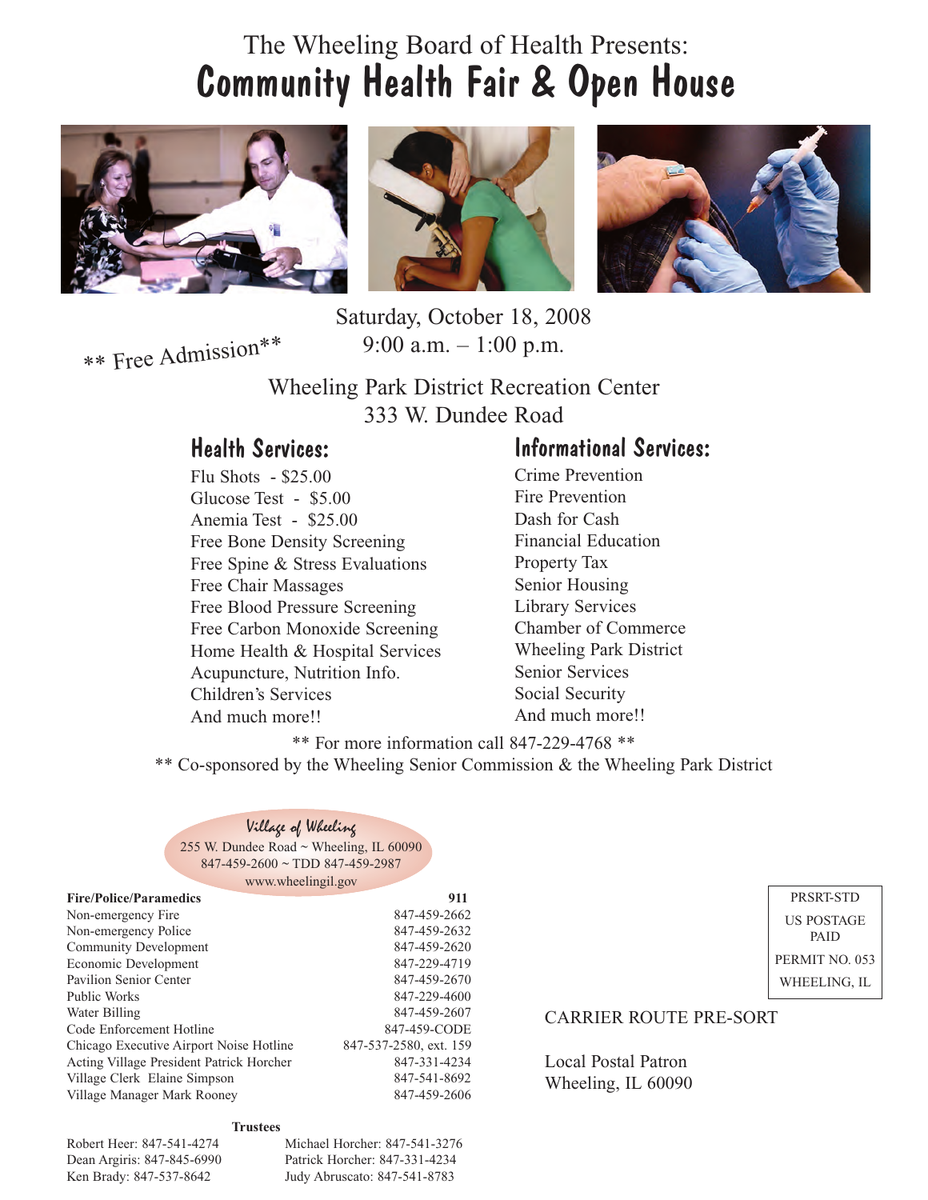The Wheeling Board of Health Presents:

# Community Health Fair & Open House

Saturday, October 18, 2008
9:00 a.m. – 1:00 p.m.

** Free Admission**

Wheeling Park District Recreation Center
333 W. Dundee Road

## Health Services:

Flu Shots - $25.00
Glucose Test - $5.00
Anemia Test - $25.00
Free Bone Density Screening
Free Spine & Stress Evaluations
Free Chair Massages
Free Blood Pressure Screening
Free Carbon Monoxide Screening
Home Health & Hospital Services
Acupuncture, Nutrition Info.
Children's Services
And much more!!

## Informational Services:

Crime Prevention
Fire Prevention
Dash for Cash
Financial Education
Property Tax
Senior Housing
Library Services
Chamber of Commerce
Wheeling Park District
Senior Services
Social Security
And much more!!

** For more information call 847-229-4768 **
** Co-sponsored by the Wheeling Senior Commission & the Wheeling Park District

*Village of Wheeling*
255 W. Dundee Road ~ Wheeling, IL 60090
847-459-2600 ~ TDD 847-459-2987
www.wheelingil.gov

| | |
|---|---|
| **Fire/Police/Paramedics** | **911** |
| Non-emergency Fire | 847-459-2662 |
| Non-emergency Police | 847-459-2632 |
| Community Development | 847-459-2620 |
| Economic Development | 847-229-4719 |
| Pavilion Senior Center | 847-459-2670 |
| Public Works | 847-229-4600 |
| Water Billing | 847-459-2607 |
| Code Enforcement Hotline | 847-459-CODE |
| Chicago Executive Airport Noise Hotline | 847-537-2580, ext. 159 |
| Acting Village President Patrick Horcher | 847-331-4234 |
| Village Clerk Elaine Simpson | 847-541-8692 |
| Village Manager Mark Rooney | 847-459-2606 |

**Trustees**

| | |
|---|---|
| Robert Heer: 847-541-4274 | Michael Horcher: 847-541-3276 |
| Dean Argiris: 847-845-6990 | Patrick Horcher: 847-331-4234 |
| Ken Brady: 847-537-8642 | Judy Abruscato: 847-541-8783 |

PRSRT-STD
US POSTAGE
PAID
PERMIT NO. 053
WHEELING, IL

CARRIER ROUTE PRE-SORT

Local Postal Patron
Wheeling, IL 60090